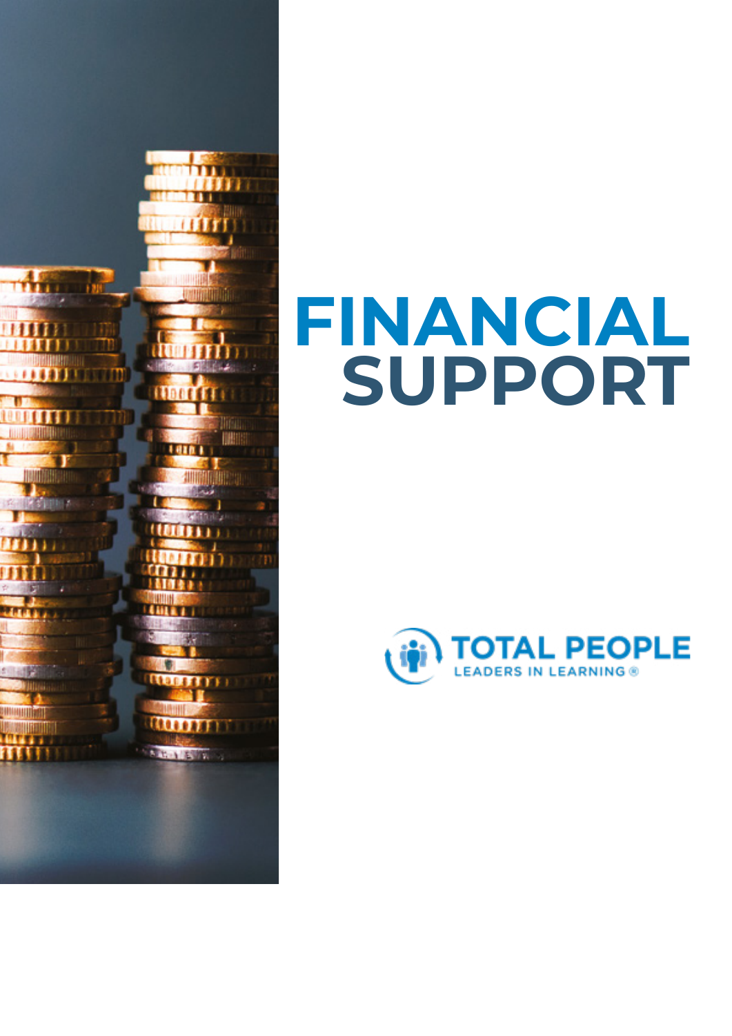# FINANCIAL SUPPORT

TOTAL PEOPLE

LEADERS IN LEARNING®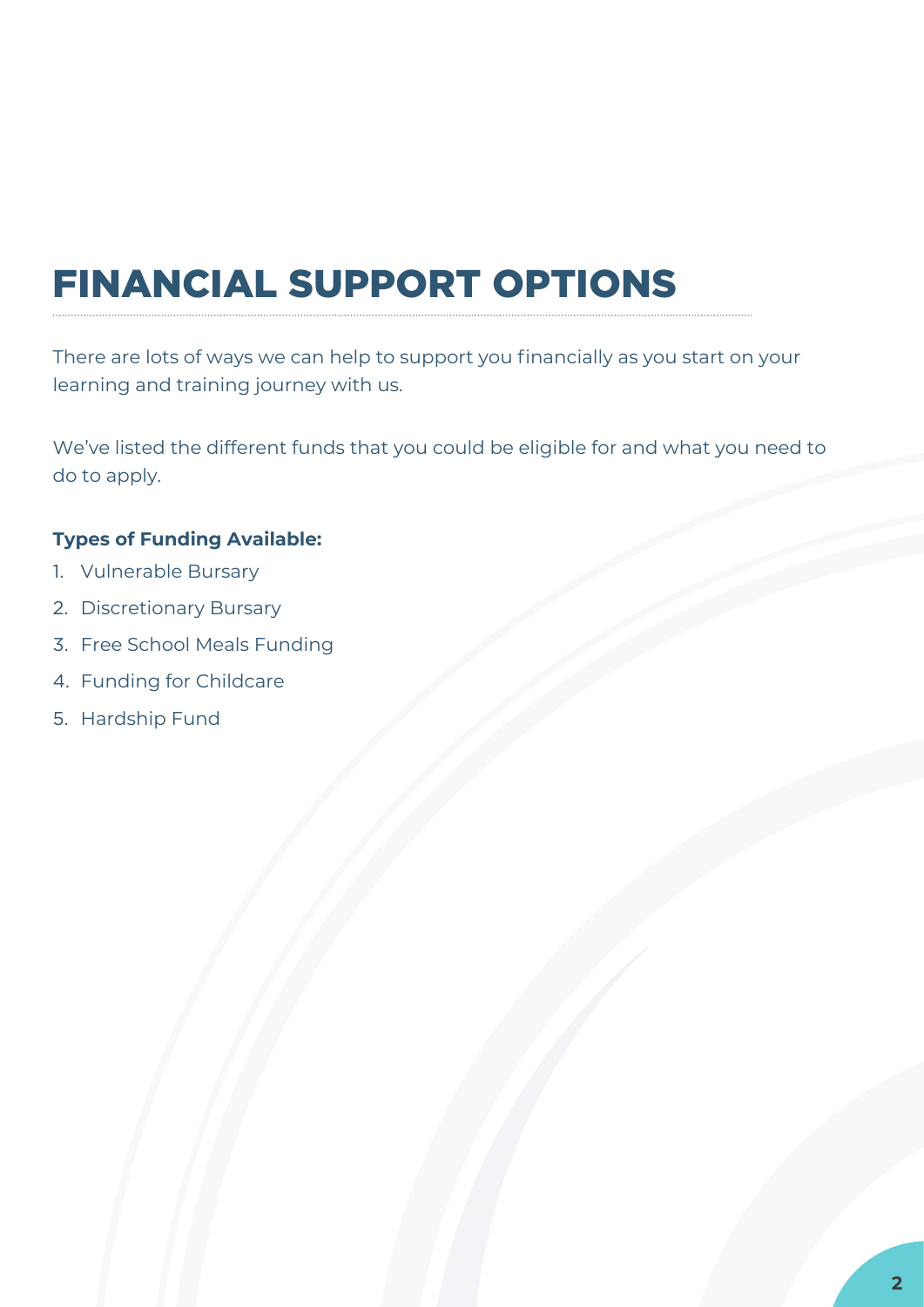# FINANCIAL SUPPORT OPTIONS

There are lots of ways we can help to support you financially as you start on your learning and training journey with us.

We've listed the different funds that you could be eligible for and what you need to do to apply.

**Types of Funding Available:**

1. Vulnerable Bursary
2. Discretionary Bursary
3. Free School Meals Funding
4. Funding for Childcare
5. Hardship Fund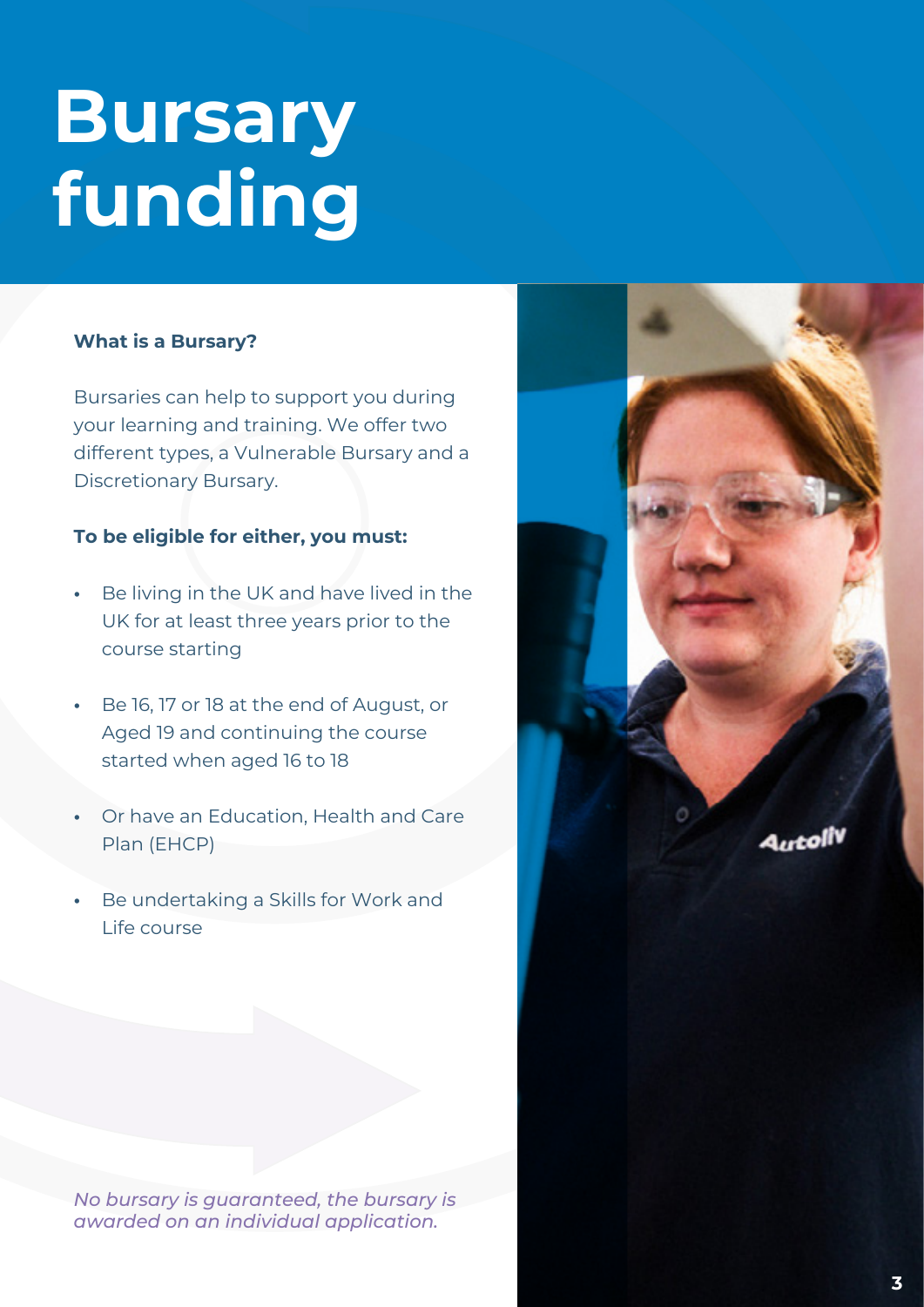# Bursary funding

**What is a Bursary?**

Bursaries can help to support you during your learning and training. We offer two different types, a Vulnerable Bursary and a Discretionary Bursary.

**To be eligible for either, you must:**

- Be living in the UK and have lived in the UK for at least three years prior to the course starting
- Be 16, 17 or 18 at the end of August, or Aged 19 and continuing the course started when aged 16 to 18
- Or have an Education, Health and Care Plan (EHCP)
- Be undertaking a Skills for Work and Life course

*No bursary is guaranteed, the bursary is awarded on an individual application.*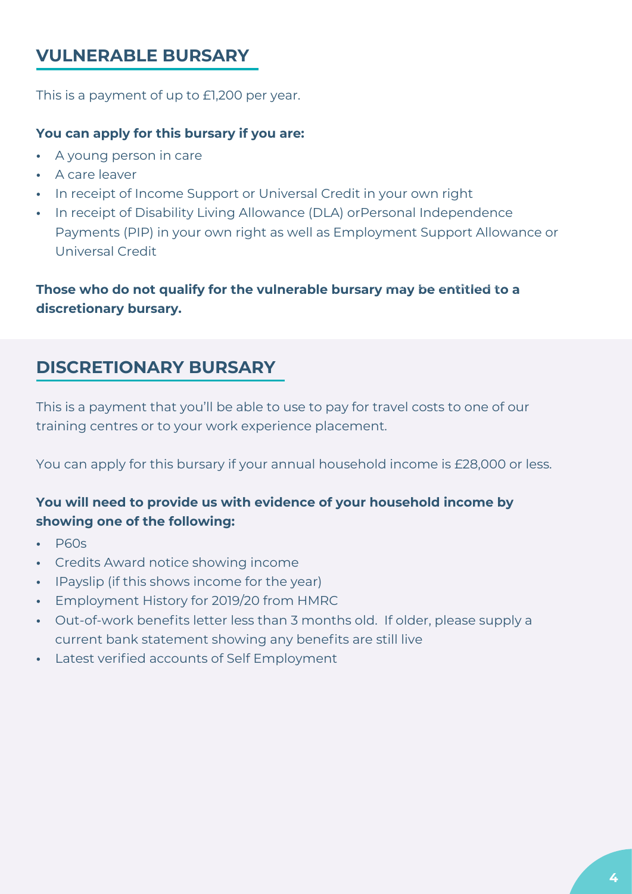## VULNERABLE BURSARY

This is a payment of up to £1,200 per year.

**You can apply for this bursary if you are:**

- A young person in care
- A care leaver
- In receipt of Income Support or Universal Credit in your own right
- In receipt of Disability Living Allowance (DLA) orPersonal Independence Payments (PIP) in your own right as well as Employment Support Allowance or Universal Credit

**Those who do not qualify for the vulnerable bursary may be entitled to a discretionary bursary.**

## DISCRETIONARY BURSARY

This is a payment that you'll be able to use to pay for travel costs to one of our training centres or to your work experience placement.

You can apply for this bursary if your annual household income is £28,000 or less.

**You will need to provide us with evidence of your household income by showing one of the following:**

- P60s
- Credits Award notice showing income
- IPayslip (if this shows income for the year)
- Employment History for 2019/20 from HMRC
- Out-of-work benefits letter less than 3 months old. If older, please supply a current bank statement showing any benefits are still live
- Latest verified accounts of Self Employment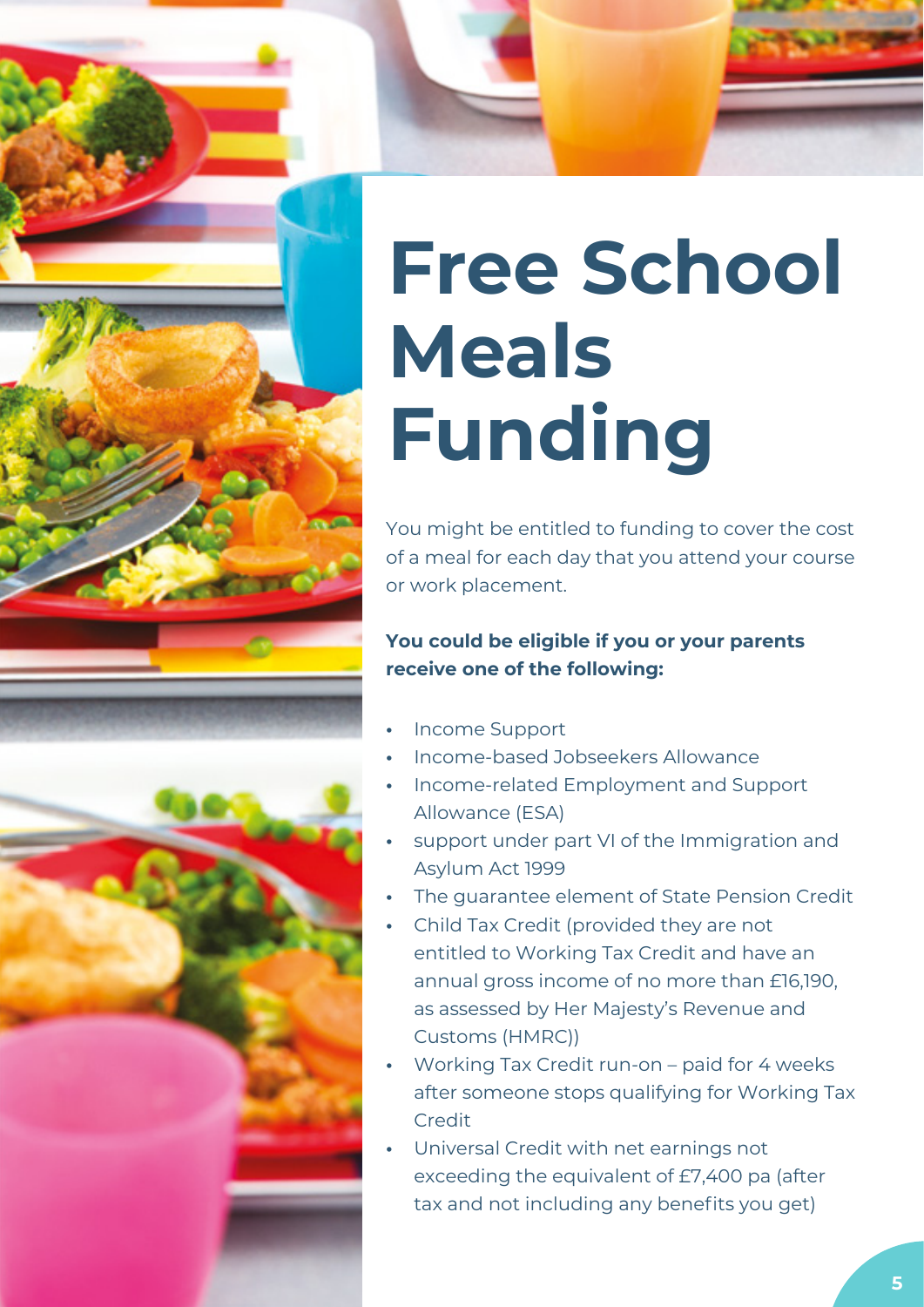# Free School Meals Funding

You might be entitled to funding to cover the cost of a meal for each day that you attend your course or work placement.

**You could be eligible if you or your parents receive one of the following:**

- Income Support
- Income-based Jobseekers Allowance
- Income-related Employment and Support Allowance (ESA)
- support under part VI of the Immigration and Asylum Act 1999
- The guarantee element of State Pension Credit
- Child Tax Credit (provided they are not entitled to Working Tax Credit and have an annual gross income of no more than £16,190, as assessed by Her Majesty's Revenue and Customs (HMRC))
- Working Tax Credit run-on – paid for 4 weeks after someone stops qualifying for Working Tax Credit
- Universal Credit with net earnings not exceeding the equivalent of £7,400 pa (after tax and not including any benefits you get)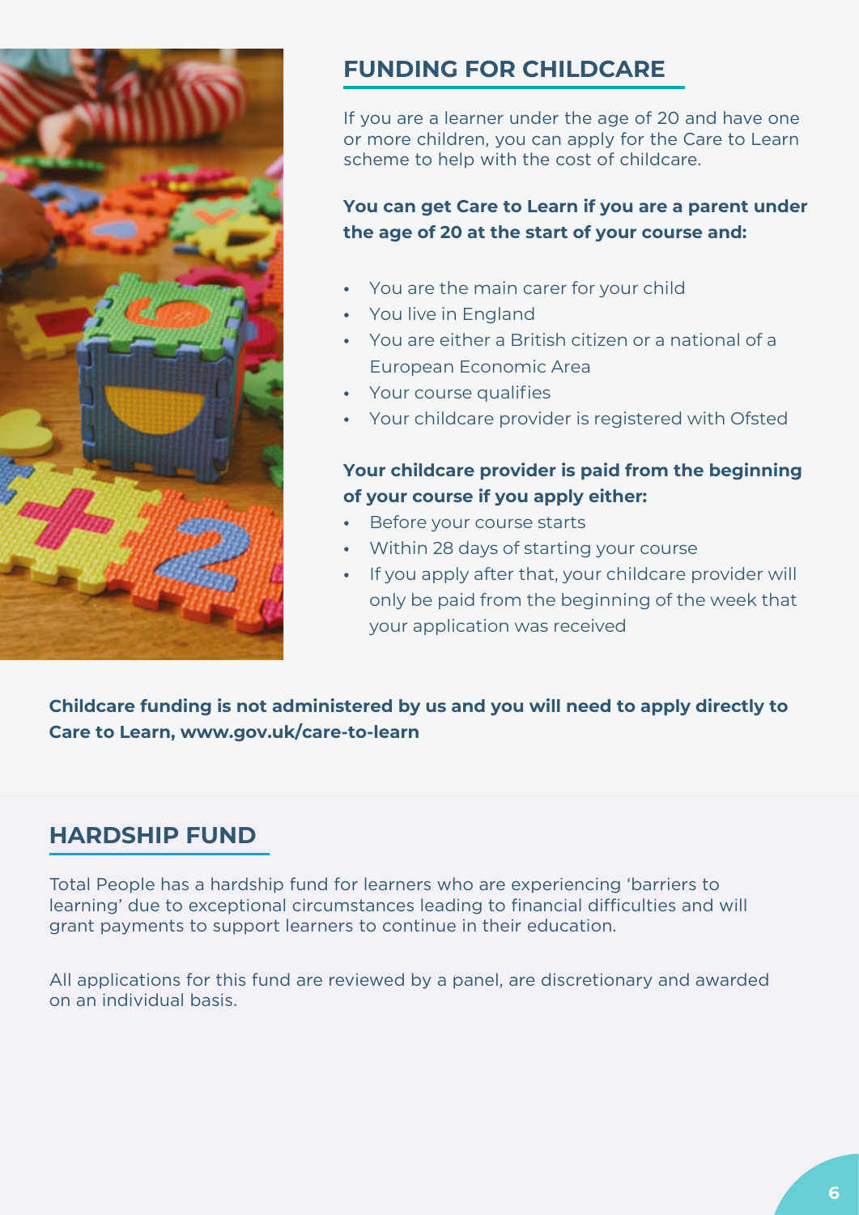## FUNDING FOR CHILDCARE

If you are a learner under the age of 20 and have one or more children, you can apply for the Care to Learn scheme to help with the cost of childcare.

**You can get Care to Learn if you are a parent under the age of 20 at the start of your course and:**

- You are the main carer for your child
- You live in England
- You are either a British citizen or a national of a European Economic Area
- Your course qualifies
- Your childcare provider is registered with Ofsted

**Your childcare provider is paid from the beginning of your course if you apply either:**

- Before your course starts
- Within 28 days of starting your course
- If you apply after that, your childcare provider will only be paid from the beginning of the week that your application was received

**Childcare funding is not administered by us and you will need to apply directly to Care to Learn, www.gov.uk/care-to-learn**

## HARDSHIP FUND

Total People has a hardship fund for learners who are experiencing 'barriers to learning' due to exceptional circumstances leading to financial difficulties and will grant payments to support learners to continue in their education.

All applications for this fund are reviewed by a panel, are discretionary and awarded on an individual basis.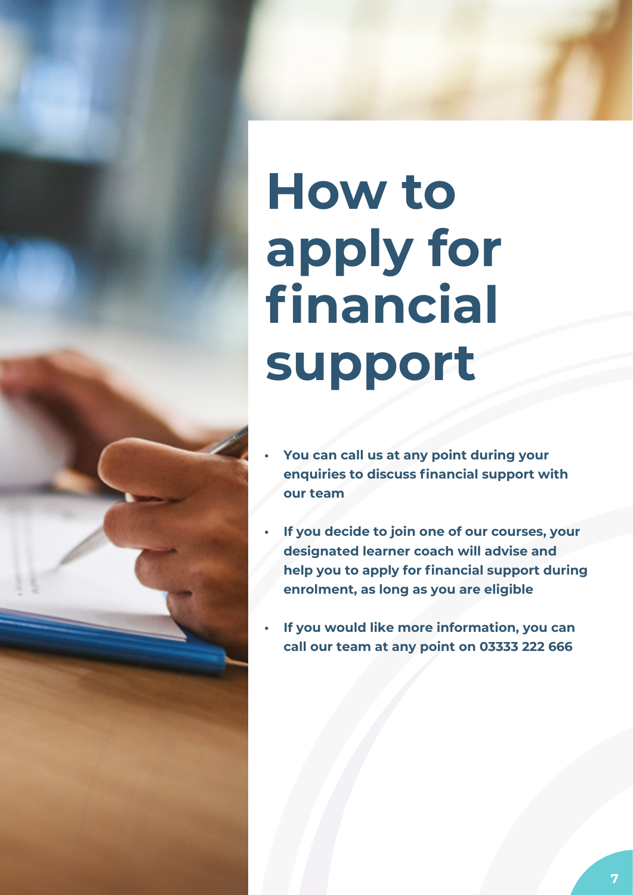# How to apply for financial support

- **You can call us at any point during your enquiries to discuss financial support with our team**
- **If you decide to join one of our courses, your designated learner coach will advise and help you to apply for financial support during enrolment, as long as you are eligible**
- **If you would like more information, you can call our team at any point on 03333 222 666**